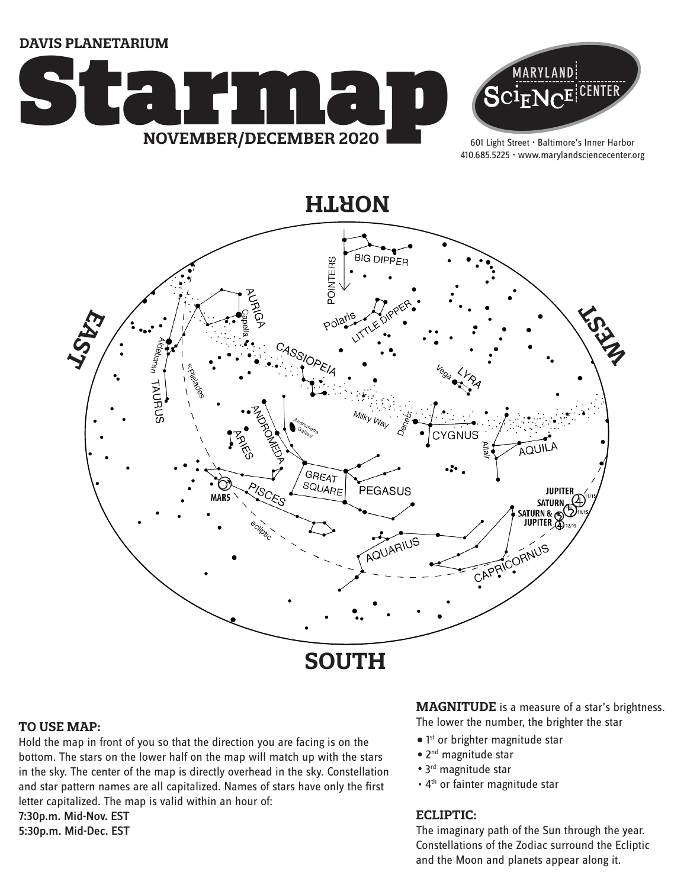DAVIS PLANETARIUM

# Starmap

## NOVEMBER/DECEMBER 2020

MARYLAND SCIENCE CENTER

601 Light Street • Baltimore's Inner Harbor
410.685.5225 • www.marylandsciencecenter.org

NORTH

EAST

WEST

SOUTH

BIG DIPPER POINTERS Polaris LITTLE DIPPER AURIGA Capella CASSIOPEIA Aldebaran Pleiades TAURUS LYRA Vega Milky Way Deneb CYGNUS Altair AQUILA ANDROMEDA Andromeda Galaxy ARIES GREAT SQUARE PEGASUS MARS PISCES ecliptic AQUARIUS CAPRICORNUS JUPITER 11/15 SATURN 11/15 SATURN & JUPITER 12/15

### TO USE MAP:

Hold the map in front of you so that the direction you are facing is on the bottom. The stars on the lower half on the map will match up with the stars in the sky. The center of the map is directly overhead in the sky. Constellation and star pattern names are all capitalized. Names of stars have only the first letter capitalized. The map is valid within an hour of:

**7:30p.m. Mid-Nov. EST**
**5:30p.m. Mid-Dec. EST**

**MAGNITUDE** is a measure of a star's brightness. The lower the number, the brighter the star

- 1st or brighter magnitude star
- 2nd magnitude star
- 3rd magnitude star
- 4th or fainter magnitude star

### ECLIPTIC:

The imaginary path of the Sun through the year. Constellations of the Zodiac surround the Ecliptic and the Moon and planets appear along it.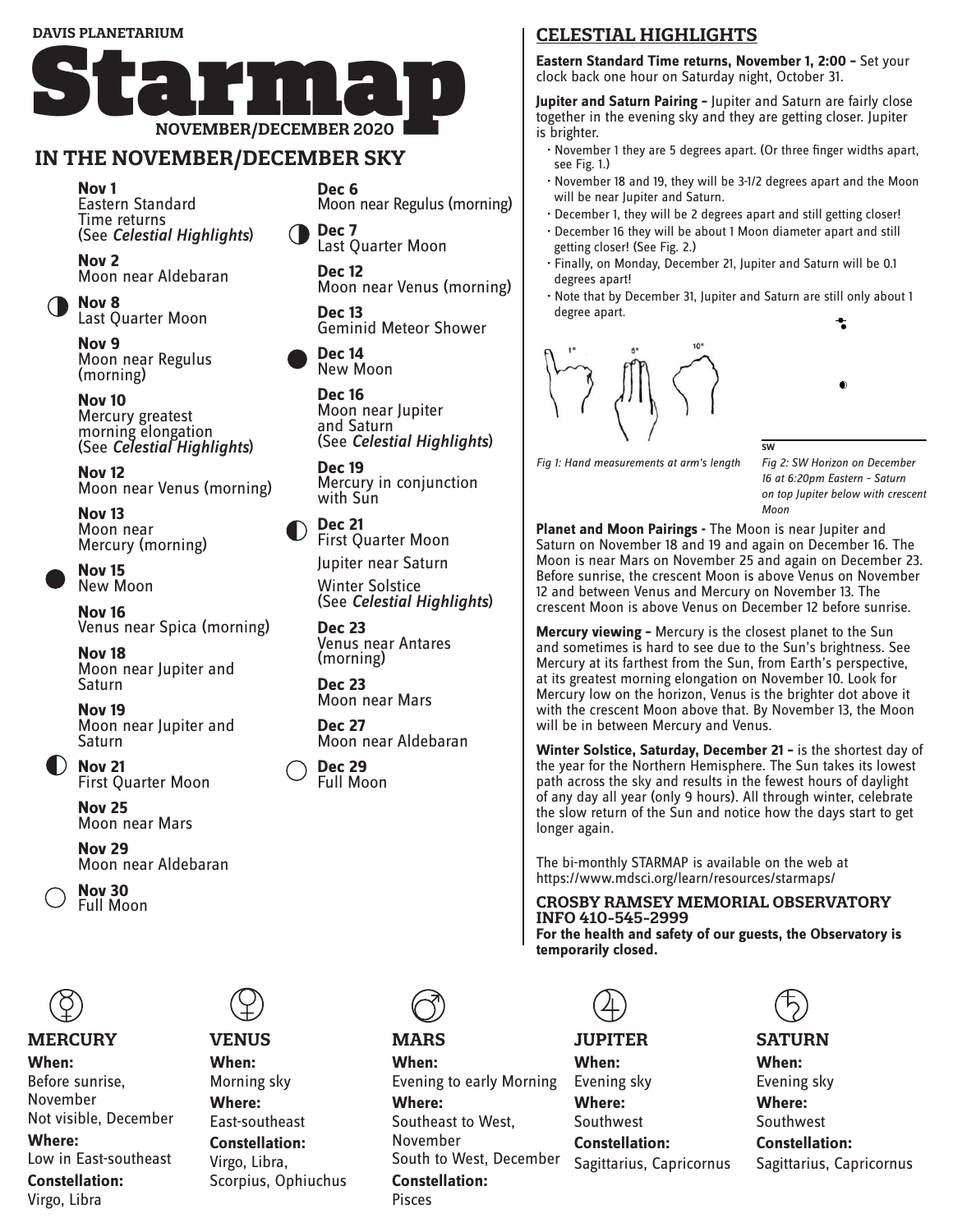DAVIS PLANETARIUM

# Starmap

NOVEMBER/DECEMBER 2020

## IN THE NOVEMBER/DECEMBER SKY

**Nov 1**
Eastern Standard Time returns (See *Celestial Highlights*)

**Nov 2**
Moon near Aldebaran

**Nov 8**
Last Quarter Moon

**Nov 9**
Moon near Regulus (morning)

**Nov 10**
Mercury greatest morning elongation (See *Celestial Highlights*)

**Nov 12**
Moon near Venus (morning)

**Nov 13**
Moon near Mercury (morning)

**Nov 15**
New Moon

**Nov 16**
Venus near Spica (morning)

**Nov 18**
Moon near Jupiter and Saturn

**Nov 19**
Moon near Jupiter and Saturn

**Nov 21**
First Quarter Moon

**Nov 25**
Moon near Mars

**Nov 29**
Moon near Aldebaran

**Nov 30**
Full Moon

**Dec 6**
Moon near Regulus (morning)

**Dec 7**
Last Quarter Moon

**Dec 12**
Moon near Venus (morning)

**Dec 13**
Geminid Meteor Shower

**Dec 14**
New Moon

**Dec 16**
Moon near Jupiter and Saturn (See *Celestial Highlights*)

**Dec 19**
Mercury in conjunction with Sun

**Dec 21**
First Quarter Moon

Jupiter near Saturn

Winter Solstice (See *Celestial Highlights*)

**Dec 23**
Venus near Antares (morning)

**Dec 23**
Moon near Mars

**Dec 27**
Moon near Aldebaran

**Dec 29**
Full Moon

## CELESTIAL HIGHLIGHTS

**Eastern Standard Time returns, November 1, 2:00 –** Set your clock back one hour on Saturday night, October 31.

**Jupiter and Saturn Pairing –** Jupiter and Saturn are fairly close together in the evening sky and they are getting closer. Jupiter is brighter.

- November 1 they are 5 degrees apart. (Or three finger widths apart, see Fig. 1.)
- November 18 and 19, they will be 3-1/2 degrees apart and the Moon will be near Jupiter and Saturn.
- December 1, they will be 2 degrees apart and still getting closer!
- December 16 they will be about 1 Moon diameter apart and still getting closer! (See Fig. 2.)
- Finally, on Monday, December 21, Jupiter and Saturn will be 0.1 degrees apart!
- Note that by December 31, Jupiter and Saturn are still only about 1 degree apart.

1° 5° 10°

*Fig 1: Hand measurements at arm's length*

SW

*Fig 2: SW Horizon on December 16 at 6:20pm Eastern - Saturn on top Jupiter below with crescent Moon*

**Planet and Moon Pairings -** The Moon is near Jupiter and Saturn on November 18 and 19 and again on December 16. The Moon is near Mars on November 25 and again on December 23. Before sunrise, the crescent Moon is above Venus on November 12 and between Venus and Mercury on November 13. The crescent Moon is above Venus on December 12 before sunrise.

**Mercury viewing –** Mercury is the closest planet to the Sun and sometimes is hard to see due to the Sun's brightness. See Mercury at its farthest from the Sun, from Earth's perspective, at its greatest morning elongation on November 10. Look for Mercury low on the horizon, Venus is the brighter dot above it with the crescent Moon above that. By November 13, the Moon will be in between Mercury and Venus.

**Winter Solstice, Saturday, December 21 –** is the shortest day of the year for the Northern Hemisphere. The Sun takes its lowest path across the sky and results in the fewest hours of daylight of any day all year (only 9 hours). All through winter, celebrate the slow return of the Sun and notice how the days start to get longer again.

The bi-monthly STARMAP is available on the web at https://www.mdsci.org/learn/resources/starmaps/

### CROSBY RAMSEY MEMORIAL OBSERVATORY INFO 410-545-2999

**For the health and safety of our guests, the Observatory is temporarily closed.**

### MERCURY

**When:**
Before sunrise, November
Not visible, December

**Where:**
Low in East-southeast

**Constellation:**
Virgo, Libra

### VENUS

**When:**
Morning sky

**Where:**
East-southeast

**Constellation:**
Virgo, Libra, Scorpius, Ophiuchus

### MARS

**When:**
Evening to early Morning

**Where:**
Southeast to West, November
South to West, December

**Constellation:**
Pisces

### JUPITER

**When:**
Evening sky

**Where:**
Southwest

**Constellation:**
Sagittarius, Capricornus

### SATURN

**When:**
Evening sky

**Where:**
Southwest

**Constellation:**
Sagittarius, Capricornus